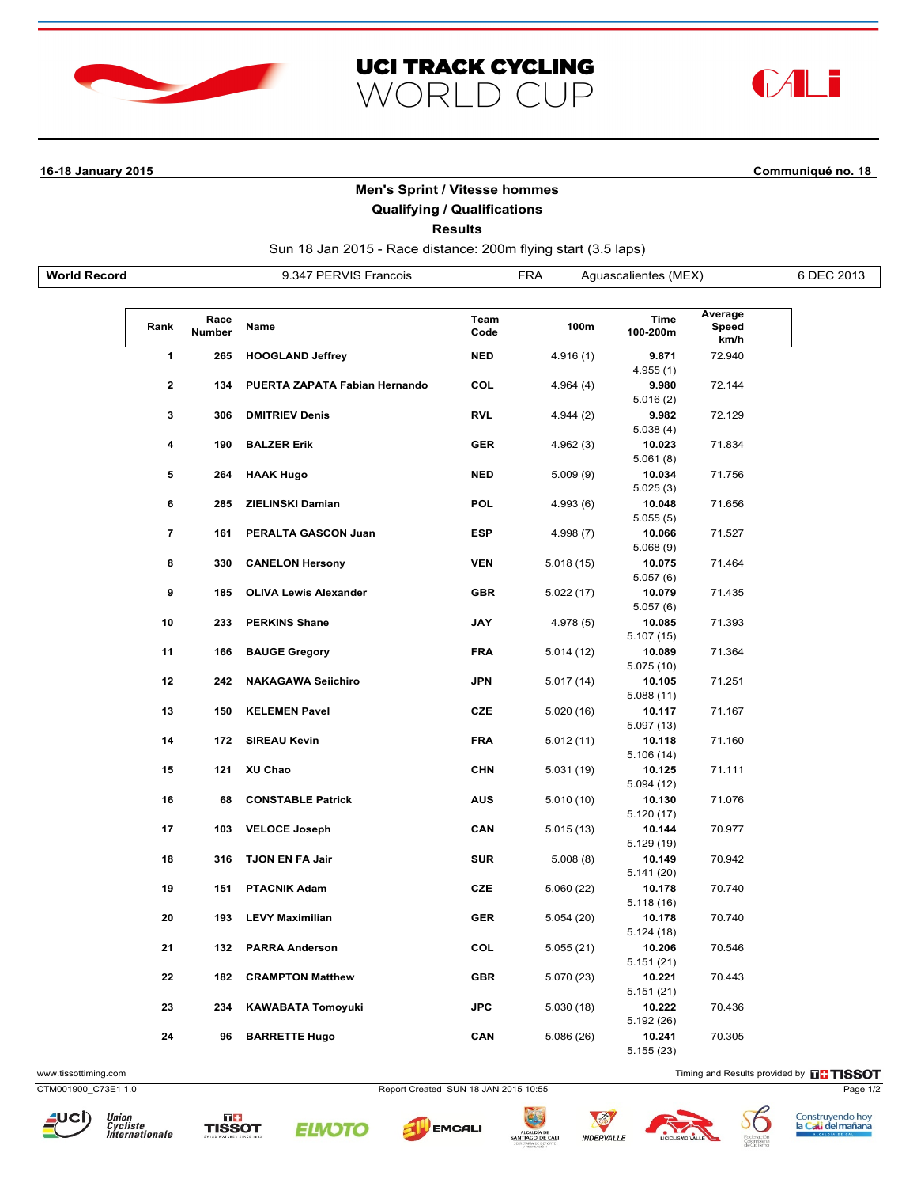# UCI TRACK CYCLING WORLD CUP

**16-18 January 2015** **Communiqué no. 18**

## Men's Sprint / Vitesse hommes
### Qualifying / Qualifications
### Results

Sun 18 Jan 2015 - Race distance: 200m flying start (3.5 laps)

| World Record | | | | |
|---|---|---|---|---|
| World Record | 9.347 PERVIS Francois | FRA | Aguascalientes (MEX) | 6 DEC 2013 |

| Rank | Race Number | Name | Team Code | 100m | Time 100-200m | Average Speed km/h |
|---|---|---|---|---|---|---|
| 1 | 265 | **HOOGLAND Jeffrey** | NED | 4.916 (1) | **9.871** 4.955 (1) | 72.940 |
| 2 | 134 | **PUERTA ZAPATA Fabian Hernando** | COL | 4.964 (4) | **9.980** 5.016 (2) | 72.144 |
| 3 | 306 | **DMITRIEV Denis** | RVL | 4.944 (2) | **9.982** 5.038 (4) | 72.129 |
| 4 | 190 | **BALZER Erik** | GER | 4.962 (3) | **10.023** 5.061 (8) | 71.834 |
| 5 | 264 | **HAAK Hugo** | NED | 5.009 (9) | **10.034** 5.025 (3) | 71.756 |
| 6 | 285 | **ZIELINSKI Damian** | POL | 4.993 (6) | **10.048** 5.055 (5) | 71.656 |
| 7 | 161 | **PERALTA GASCON Juan** | ESP | 4.998 (7) | **10.066** 5.068 (9) | 71.527 |
| 8 | 330 | **CANELON Hersony** | VEN | 5.018 (15) | **10.075** 5.057 (6) | 71.464 |
| 9 | 185 | **OLIVA Lewis Alexander** | GBR | 5.022 (17) | **10.079** 5.057 (6) | 71.435 |
| 10 | 233 | **PERKINS Shane** | JAY | 4.978 (5) | **10.085** 5.107 (15) | 71.393 |
| 11 | 166 | **BAUGE Gregory** | FRA | 5.014 (12) | **10.089** 5.075 (10) | 71.364 |
| 12 | 242 | **NAKAGAWA Seiichiro** | JPN | 5.017 (14) | **10.105** 5.088 (11) | 71.251 |
| 13 | 150 | **KELEMEN Pavel** | CZE | 5.020 (16) | **10.117** 5.097 (13) | 71.167 |
| 14 | 172 | **SIREAU Kevin** | FRA | 5.012 (11) | **10.118** 5.106 (14) | 71.160 |
| 15 | 121 | **XU Chao** | CHN | 5.031 (19) | **10.125** 5.094 (12) | 71.111 |
| 16 | 68 | **CONSTABLE Patrick** | AUS | 5.010 (10) | **10.130** 5.120 (17) | 71.076 |
| 17 | 103 | **VELOCE Joseph** | CAN | 5.015 (13) | **10.144** 5.129 (19) | 70.977 |
| 18 | 316 | **TJON EN FA Jair** | SUR | 5.008 (8) | **10.149** 5.141 (20) | 70.942 |
| 19 | 151 | **PTACNIK Adam** | CZE | 5.060 (22) | **10.178** 5.118 (16) | 70.740 |
| 20 | 193 | **LEVY Maximilian** | GER | 5.054 (20) | **10.178** 5.124 (18) | 70.740 |
| 21 | 132 | **PARRA Anderson** | COL | 5.055 (21) | **10.206** 5.151 (21) | 70.546 |
| 22 | 182 | **CRAMPTON Matthew** | GBR | 5.070 (23) | **10.221** 5.151 (21) | 70.443 |
| 23 | 234 | **KAWABATA Tomoyuki** | JPC | 5.030 (18) | **10.222** 5.192 (26) | 70.436 |
| 24 | 96 | **BARRETTE Hugo** | CAN | 5.086 (26) | **10.241** 5.155 (23) | 70.305 |

www.tissottiming.com

Timing and Results provided by TISSOT

CTM001900_C73E1 1.0

Report Created SUN 18 JAN 2015 10:55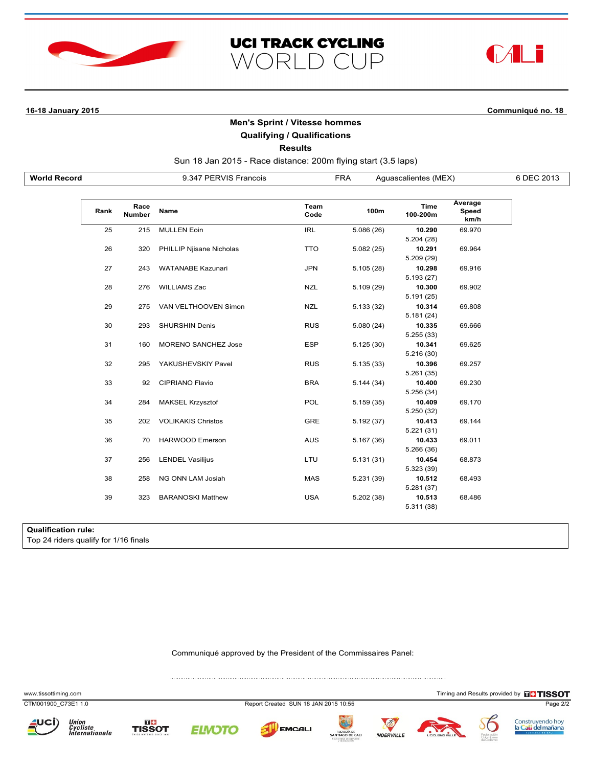# UCI TRACK CYCLING WORLD CUP

**16-18 January 2015** **Communiqué no. 18**

## Men's Sprint / Vitesse hommes

### Qualifying / Qualifications

### Results

Sun 18 Jan 2015 - Race distance: 200m flying start (3.5 laps)

| World Record | 9.347 PERVIS Francois | FRA | Aguascalientes (MEX) | 6 DEC 2013 |
|---|---|---|---|---|

| Rank | Race Number | Name | Team Code | 100m | Time 100-200m | Average Speed km/h |
|---|---|---|---|---|---|---|
| 25 | 215 | MULLEN Eoin | IRL | 5.086 (26) | **10.290** 5.204 (28) | 69.970 |
| 26 | 320 | PHILLIP Njisane Nicholas | TTO | 5.082 (25) | **10.291** 5.209 (29) | 69.964 |
| 27 | 243 | WATANABE Kazunari | JPN | 5.105 (28) | **10.298** 5.193 (27) | 69.916 |
| 28 | 276 | WILLIAMS Zac | NZL | 5.109 (29) | **10.300** 5.191 (25) | 69.902 |
| 29 | 275 | VAN VELTHOOVEN Simon | NZL | 5.133 (32) | **10.314** 5.181 (24) | 69.808 |
| 30 | 293 | SHURSHIN Denis | RUS | 5.080 (24) | **10.335** 5.255 (33) | 69.666 |
| 31 | 160 | MORENO SANCHEZ Jose | ESP | 5.125 (30) | **10.341** 5.216 (30) | 69.625 |
| 32 | 295 | YAKUSHEVSKIY Pavel | RUS | 5.135 (33) | **10.396** 5.261 (35) | 69.257 |
| 33 | 92 | CIPRIANO Flavio | BRA | 5.144 (34) | **10.400** 5.256 (34) | 69.230 |
| 34 | 284 | MAKSEL Krzysztof | POL | 5.159 (35) | **10.409** 5.250 (32) | 69.170 |
| 35 | 202 | VOLIKAKIS Christos | GRE | 5.192 (37) | **10.413** 5.221 (31) | 69.144 |
| 36 | 70 | HARWOOD Emerson | AUS | 5.167 (36) | **10.433** 5.266 (36) | 69.011 |
| 37 | 256 | LENDEL Vasilijus | LTU | 5.131 (31) | **10.454** 5.323 (39) | 68.873 |
| 38 | 258 | NG ONN LAM Josiah | MAS | 5.231 (39) | **10.512** 5.281 (37) | 68.493 |
| 39 | 323 | BARANOSKI Matthew | USA | 5.202 (38) | **10.513** 5.311 (38) | 68.486 |

**Qualification rule:**
Top 24 riders qualify for 1/16 finals

Communiqué approved by the President of the Commissaires Panel:

www.tissottiming.com

Timing and Results provided by TISSOT

CTM001900_C73E1 1.0

Report Created SUN 18 JAN 2015 10:55